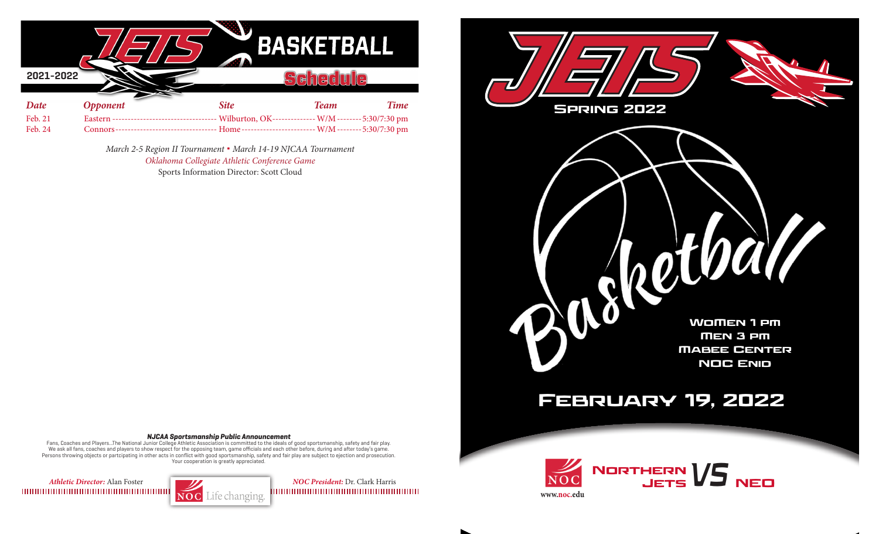# JETS BASKETBALL

## 2021-2022 Schedule

| Date | Opponent | Site | Team | Time |
|---|---|---|---|---|
| Feb. 21 | Eastern | Wilburton, OK | W/M | 5:30/7:30 pm |
| Feb. 24 | Connors | Home | W/M | 5:30/7:30 pm |

*March 2-5 Region II Tournament ▪ March 14-19 NJCAA Tournament*

*Oklahoma Collegiate Athletic Conference Game*

Sports Information Director: Scott Cloud

***NJCAA Sportsmanship Public Announcement***

Fans, Coaches and Players...The National Junior College Athletic Association is committed to the ideals of good sportsmanship, safety and fair play. We ask all fans, coaches and players to show respect for the opposing team, game officials and each other before, during and after today's game. Persons throwing objects or partcipating in other acts in conflict with good sportsmanship, safety and fair play are subject to ejection and prosecution. Your cooperation is greatly appreciated.

***Athletic Director:*** Alan Foster

NOC Life changing.

***NOC President:*** Dr. Clark Harris

# JETS

## Spring 2022

# Basketball

Women 1 pm

Men 3 pm

Mabee Center

NOC Enid

## February 19, 2022

NOC www.noc.edu

Northern Jets VS NEO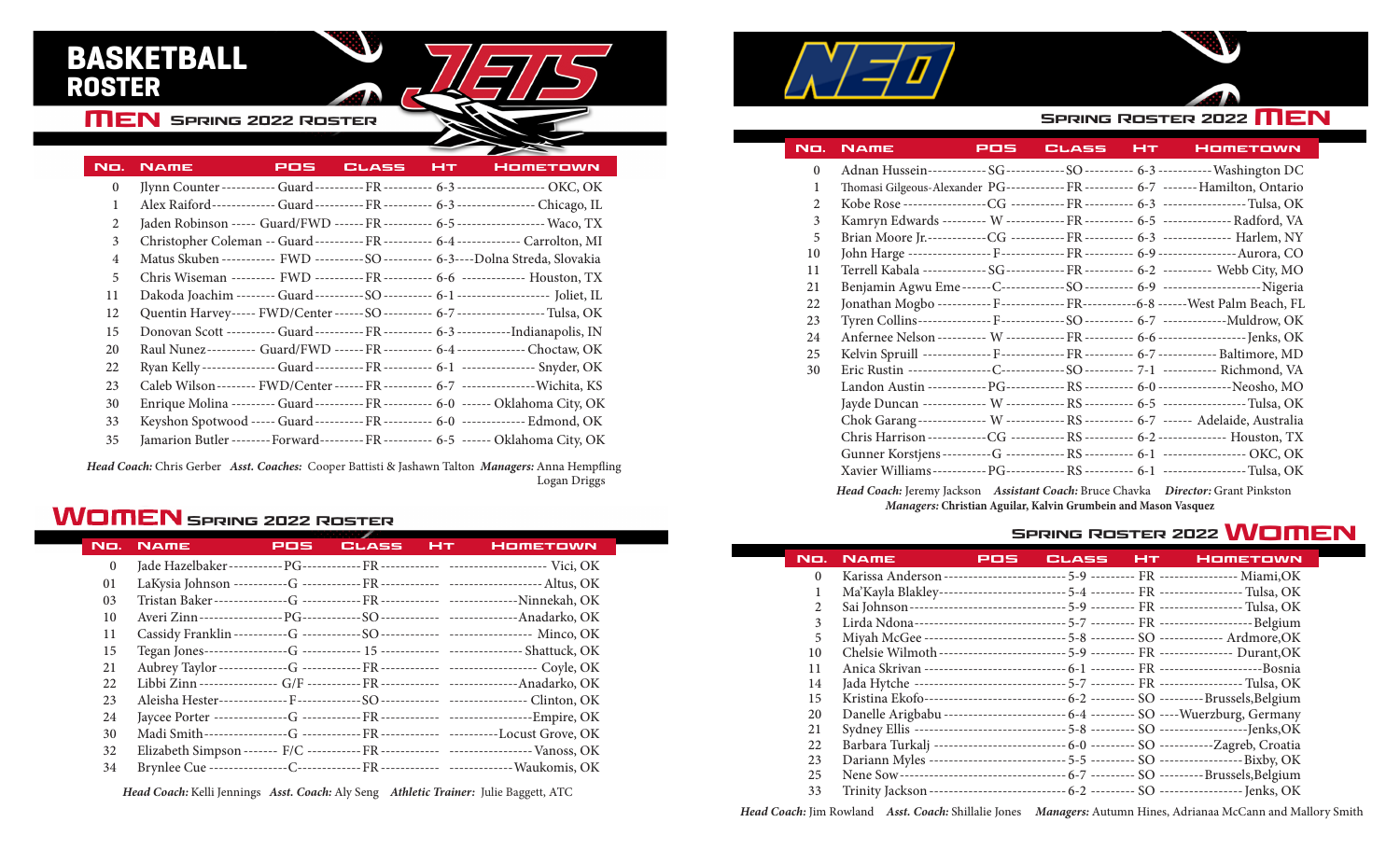# BASKETBALL ROSTER

JETS

## MEN SPRING 2022 ROSTER

| No. | Name | Pos | Class | Ht | Hometown |
|---|---|---|---|---|---|
| 0 | Jlynn Counter | Guard | FR | 6-3 | OKC, OK |
| 1 | Alex Raiford | Guard | FR | 6-3 | Chicago, IL |
| 2 | Jaden Robinson | Guard/FWD | FR | 6-5 | Waco, TX |
| 3 | Christopher Coleman | Guard | FR | 6-4 | Carrolton, MI |
| 4 | Matus Skuben | FWD | SO | 6-3 | Dolna Streda, Slovakia |
| 5 | Chris Wiseman | FWD | FR | 6-6 | Houston, TX |
| 11 | Dakoda Joachim | Guard | SO | 6-1 | Joliet, IL |
| 12 | Quentin Harvey | FWD/Center | SO | 6-7 | Tulsa, OK |
| 15 | Donovan Scott | Guard | FR | 6-3 | Indianapolis, IN |
| 20 | Raul Nunez | Guard/FWD | FR | 6-4 | Choctaw, OK |
| 22 | Ryan Kelly | Guard | FR | 6-1 | Snyder, OK |
| 23 | Caleb Wilson | FWD/Center | FR | 6-7 | Wichita, KS |
| 30 | Enrique Molina | Guard | FR | 6-0 | Oklahoma City, OK |
| 33 | Keyshon Spotwood | Guard | FR | 6-0 | Edmond, OK |
| 35 | Jamarion Butler | Forward | FR | 6-5 | Oklahoma City, OK |

***Head Coach:*** Chris Gerber ***Asst. Coaches:*** Cooper Battisti & Jashawn Talton ***Managers:*** Anna Hempfling, Logan Driggs

## WOMEN SPRING 2022 ROSTER

| No. | Name | Pos | Class | Ht | Hometown |
|---|---|---|---|---|---|
| 0 | Jade Hazelbaker | PG | FR | | Vici, OK |
| 01 | LaKysia Johnson | G | FR | | Altus, OK |
| 03 | Tristan Baker | G | FR | | Ninnekah, OK |
| 10 | Averi Zinn | PG | SO | | Anadarko, OK |
| 11 | Cassidy Franklin | G | SO | | Minco, OK |
| 15 | Tegan Jones | G | 15 | | Shattuck, OK |
| 21 | Aubrey Taylor | G | FR | | Coyle, OK |
| 22 | Libbi Zinn | G/F | FR | | Anadarko, OK |
| 23 | Aleisha Hester | F | SO | | Clinton, OK |
| 24 | Jaycee Porter | G | FR | | Empire, OK |
| 30 | Madi Smith | G | FR | | Locust Grove, OK |
| 32 | Elizabeth Simpson | F/C | FR | | Vanoss, OK |
| 34 | Brynlee Cue | C | FR | | Waukomis, OK |

***Head Coach:*** Kelli Jennings ***Asst. Coach:*** Aly Seng ***Athletic Trainer:*** Julie Baggett, ATC

NEO

## SPRING ROSTER 2022 MEN

| No. | Name | Pos | Class | Ht | Hometown |
|---|---|---|---|---|---|
| 0 | Adnan Hussein | SG | SO | 6-3 | Washington DC |
| 1 | Thomasi Gilgeous-Alexander | PG | FR | 6-7 | Hamilton, Ontario |
| 2 | Kobe Rose | CG | FR | 6-3 | Tulsa, OK |
| 3 | Kamryn Edwards | W | FR | 6-5 | Radford, VA |
| 5 | Brian Moore Jr. | CG | FR | 6-3 | Harlem, NY |
| 10 | John Harge | F | FR | 6-9 | Aurora, CO |
| 11 | Terrell Kabala | SG | FR | 6-2 | Webb City, MO |
| 21 | Benjamin Agwu Eme | C | SO | 6-9 | Nigeria |
| 22 | Jonathan Mogbo | F | FR | 6-8 | West Palm Beach, FL |
| 23 | Tyren Collins | F | SO | 6-7 | Muldrow, OK |
| 24 | Anfernee Nelson | W | FR | 6-6 | Jenks, OK |
| 25 | Kelvin Spruill | F | FR | 6-7 | Baltimore, MD |
| 30 | Eric Rustin | C | SO | 7-1 | Richmond, VA |
| | Landon Austin | PG | RS | 6-0 | Neosho, MO |
| | Jayde Duncan | W | RS | 6-5 | Tulsa, OK |
| | Chok Garang | W | RS | 6-7 | Adelaide, Australia |
| | Chris Harrison | CG | RS | 6-2 | Houston, TX |
| | Gunner Korstjens | G | RS | 6-1 | OKC, OK |
| | Xavier Williams | PG | RS | 6-1 | Tulsa, OK |

***Head Coach:*** Jeremy Jackson ***Assistant Coach:*** Bruce Chavka ***Director:*** Grant Pinkston
***Managers:*** **Christian Aguilar, Kalvin Grumbein and Mason Vasquez**

## SPRING ROSTER 2022 WOMEN

| No. | Name | Pos | Class | Ht | Hometown |
|---|---|---|---|---|---|
| 0 | Karissa Anderson | | 5-9 | FR | Miami,OK |
| 1 | Ma'Kayla Blakley | | 5-4 | FR | Tulsa, OK |
| 2 | Sai Johnson | | 5-9 | FR | Tulsa, OK |
| 3 | Lirda Ndona | | 5-7 | FR | Belgium |
| 5 | Miyah McGee | | 5-8 | SO | Ardmore,OK |
| 10 | Chelsie Wilmoth | | 5-9 | FR | Durant,OK |
| 11 | Anica Skrivan | | 6-1 | FR | Bosnia |
| 14 | Jada Hytche | | 5-7 | FR | Tulsa, OK |
| 15 | Kristina Ekofo | | 6-2 | SO | Brussels,Belgium |
| 20 | Danelle Arigbabu | | 6-4 | SO | Wuerzburg, Germany |
| 21 | Sydney Ellis | | 5-8 | SO | Jenks,OK |
| 22 | Barbara Turkalj | | 6-0 | SO | Zagreb, Croatia |
| 23 | Dariann Myles | | 5-5 | SO | Bixby, OK |
| 25 | Nene Sow | | 6-7 | SO | Brussels,Belgium |
| 33 | Trinity Jackson | | 6-2 | SO | Jenks, OK |

***Head Coach:*** Jim Rowland ***Asst. Coach:*** Shillalie Jones ***Managers:*** Autumn Hines, Adrianaa McCann and Mallory Smith